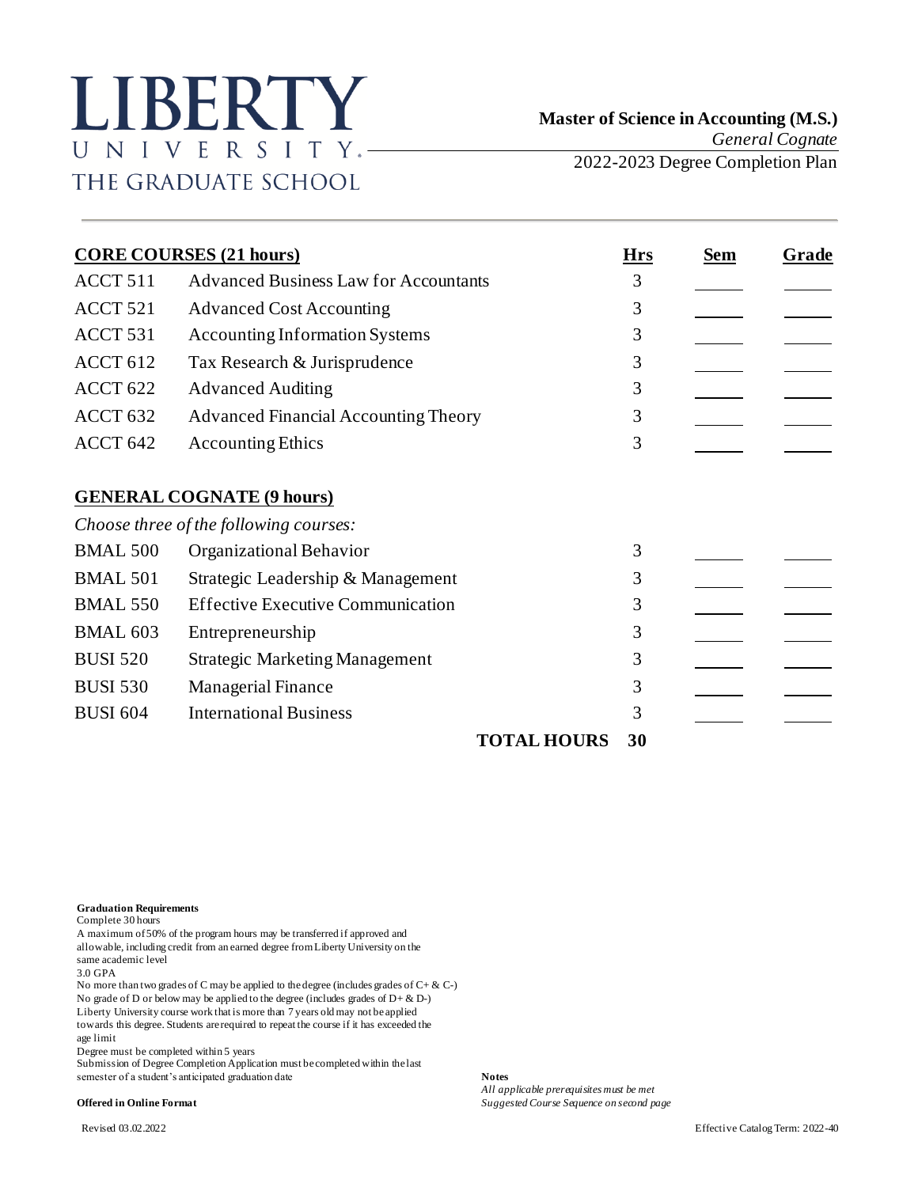# LIBERTY UNIVERSITY

THE GRADUATE SCHOOL

**Master of Science in Accounting (M.S.)**

*General Cognate*

2022-2023 Degree Completion Plan

| **CORE COURSES (21 hours)** | | **Hrs** | **Sem** | **Grade** |
|---|---|---|---|---|
| ACCT 511 | Advanced Business Law for Accountants | 3 | | |
| ACCT 521 | Advanced Cost Accounting | 3 | | |
| ACCT 531 | Accounting Information Systems | 3 | | |
| ACCT 612 | Tax Research & Jurisprudence | 3 | | |
| ACCT 622 | Advanced Auditing | 3 | | |
| ACCT 632 | Advanced Financial Accounting Theory | 3 | | |
| ACCT 642 | Accounting Ethics | 3 | | |
| **GENERAL COGNATE (9 hours)** | | | | |
| *Choose three of the following courses:* | | | | |
| BMAL 500 | Organizational Behavior | 3 | | |
| BMAL 501 | Strategic Leadership & Management | 3 | | |
| BMAL 550 | Effective Executive Communication | 3 | | |
| BMAL 603 | Entrepreneurship | 3 | | |
| BUSI 520 | Strategic Marketing Management | 3 | | |
| BUSI 530 | Managerial Finance | 3 | | |
| BUSI 604 | International Business | 3 | | |
| | **TOTAL HOURS** | **30** | | |

**Graduation Requirements**

Complete 30 hours

A maximum of 50% of the program hours may be transferred if approved and allowable, including credit from an earned degree from Liberty University on the same academic level

3.0 GPA

No more than two grades of C may be applied to the degree (includes grades of C+ & C-)

No grade of D or below may be applied to the degree (includes grades of D+ & D-)

Liberty University course work that is more than 7 years old may not be applied towards this degree. Students are required to repeat the course if it has exceeded the age limit

Degree must be completed within 5 years

Submission of Degree Completion Application must be completed within the last semester of a student's anticipated graduation date

**Offered in Online Format**

**Notes**

*All applicable prerequisites must be met*

*Suggested Course Sequence on second page*

Revised 03.02.2022

Effective Catalog Term: 2022-40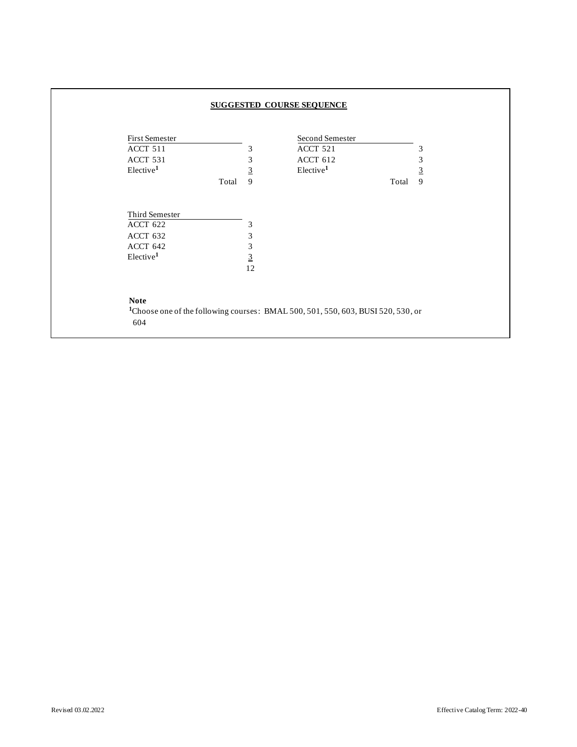## SUGGESTED COURSE SEQUENCE

| First Semester | |
|---|---|
| ACCT 511 | 3 |
| ACCT 531 | 3 |
| Elective[1] | 3 |
| Total | 9 |

| Second Semester | |
|---|---|
| ACCT 521 | 3 |
| ACCT 612 | 3 |
| Elective[1] | 3 |
| Total | 9 |

| Third Semester | |
|---|---|
| ACCT 622 | 3 |
| ACCT 632 | 3 |
| ACCT 642 | 3 |
| Elective[1] | 3 |
| | 12 |

**Note**

[1]Choose one of the following courses: BMAL 500, 501, 550, 603, BUSI 520, 530, or 604

Revised 03.02.2022

Effective Catalog Term: 2022-40